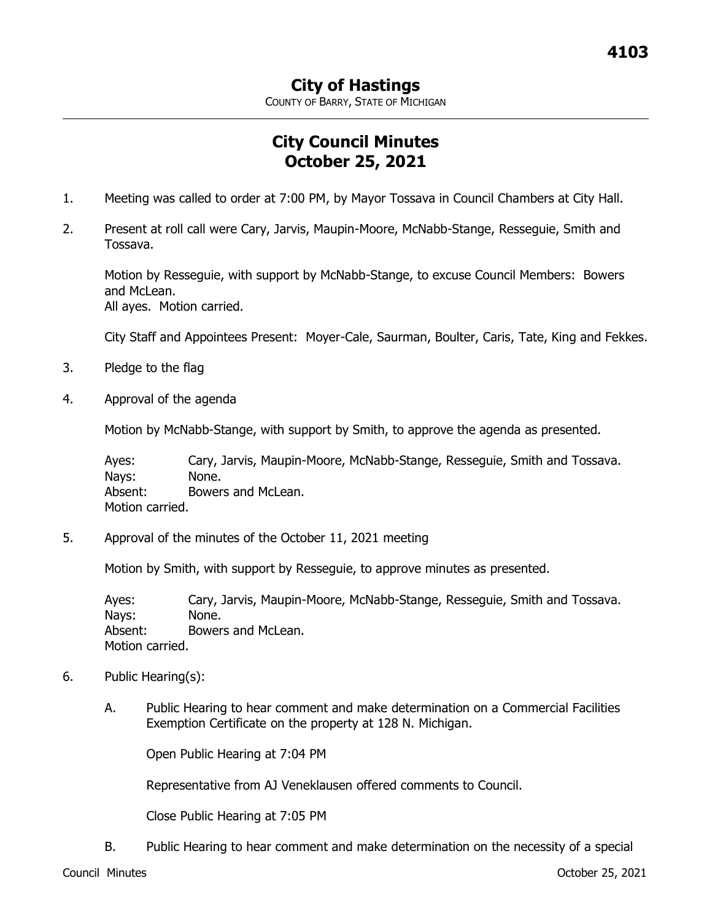# City of Hastings

COUNTY OF BARRY, STATE OF MICHIGAN

## City Council Minutes
## October 25, 2021

1. Meeting was called to order at 7:00 PM, by Mayor Tossava in Council Chambers at City Hall.

2. Present at roll call were Cary, Jarvis, Maupin-Moore, McNabb-Stange, Resseguie, Smith and Tossava.

   Motion by Resseguie, with support by McNabb-Stange, to excuse Council Members: Bowers and McLean.
   All ayes. Motion carried.

   City Staff and Appointees Present: Moyer-Cale, Saurman, Boulter, Caris, Tate, King and Fekkes.

3. Pledge to the flag

4. Approval of the agenda

   Motion by McNabb-Stange, with support by Smith, to approve the agenda as presented.

   Ayes: Cary, Jarvis, Maupin-Moore, McNabb-Stange, Resseguie, Smith and Tossava.
   Nays: None.
   Absent: Bowers and McLean.
   Motion carried.

5. Approval of the minutes of the October 11, 2021 meeting

   Motion by Smith, with support by Resseguie, to approve minutes as presented.

   Ayes: Cary, Jarvis, Maupin-Moore, McNabb-Stange, Resseguie, Smith and Tossava.
   Nays: None.
   Absent: Bowers and McLean.
   Motion carried.

6. Public Hearing(s):

   A. Public Hearing to hear comment and make determination on a Commercial Facilities Exemption Certificate on the property at 128 N. Michigan.

      Open Public Hearing at 7:04 PM

      Representative from AJ Veneklausen offered comments to Council.

      Close Public Hearing at 7:05 PM

   B. Public Hearing to hear comment and make determination on the necessity of a special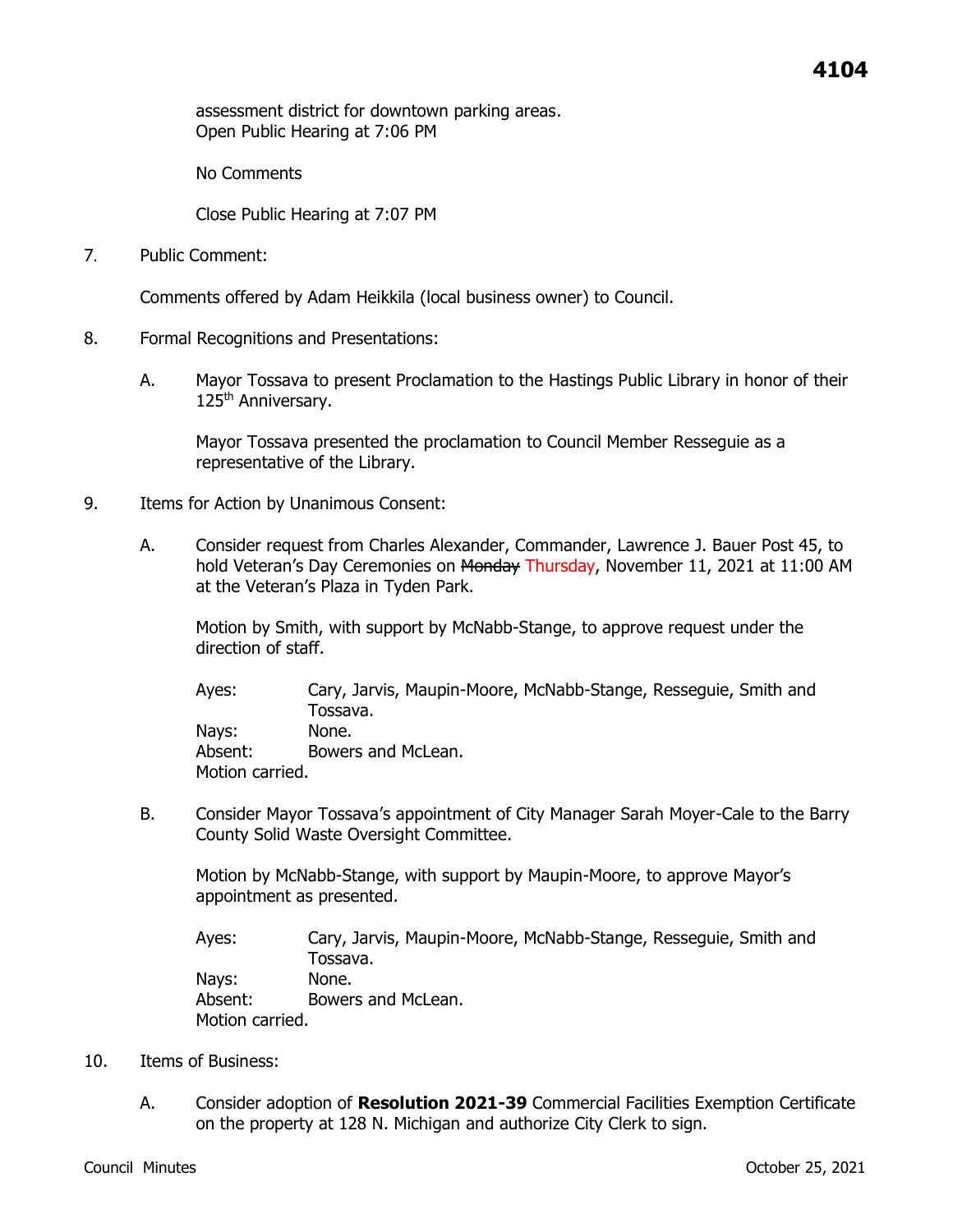assessment district for downtown parking areas.
Open Public Hearing at 7:06 PM

No Comments

Close Public Hearing at 7:07 PM

7. Public Comment:

Comments offered by Adam Heikkila (local business owner) to Council.

8. Formal Recognitions and Presentations:

   A. Mayor Tossava to present Proclamation to the Hastings Public Library in honor of their 125th Anniversary.

      Mayor Tossava presented the proclamation to Council Member Resseguie as a representative of the Library.

9. Items for Action by Unanimous Consent:

   A. Consider request from Charles Alexander, Commander, Lawrence J. Bauer Post 45, to hold Veteran's Day Ceremonies on ~~Monday~~ Thursday, November 11, 2021 at 11:00 AM at the Veteran's Plaza in Tyden Park.

      Motion by Smith, with support by McNabb-Stange, to approve request under the direction of staff.

      Ayes: Cary, Jarvis, Maupin-Moore, McNabb-Stange, Resseguie, Smith and Tossava.
      Nays: None.
      Absent: Bowers and McLean.
      Motion carried.

   B. Consider Mayor Tossava's appointment of City Manager Sarah Moyer-Cale to the Barry County Solid Waste Oversight Committee.

      Motion by McNabb-Stange, with support by Maupin-Moore, to approve Mayor's appointment as presented.

      Ayes: Cary, Jarvis, Maupin-Moore, McNabb-Stange, Resseguie, Smith and Tossava.
      Nays: None.
      Absent: Bowers and McLean.
      Motion carried.

10. Items of Business:

   A. Consider adoption of **Resolution 2021-39** Commercial Facilities Exemption Certificate on the property at 128 N. Michigan and authorize City Clerk to sign.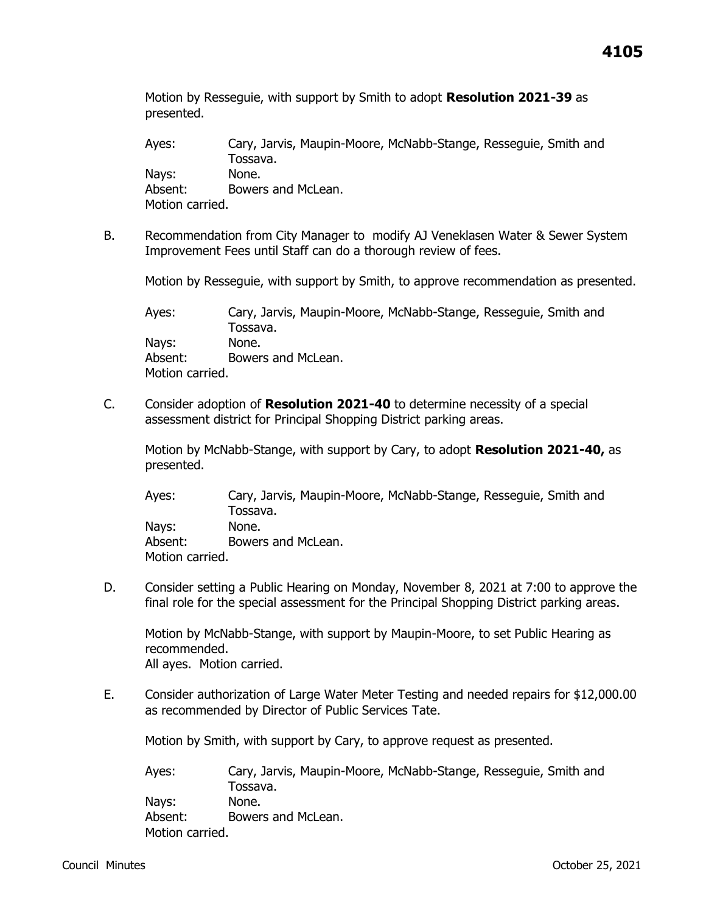Motion by Resseguie, with support by Smith to adopt **Resolution 2021-39** as presented.

Ayes: Cary, Jarvis, Maupin-Moore, McNabb-Stange, Resseguie, Smith and Tossava.
Nays: None.
Absent: Bowers and McLean.
Motion carried.

B. Recommendation from City Manager to modify AJ Veneklasen Water & Sewer System Improvement Fees until Staff can do a thorough review of fees.

Motion by Resseguie, with support by Smith, to approve recommendation as presented.

Ayes: Cary, Jarvis, Maupin-Moore, McNabb-Stange, Resseguie, Smith and Tossava.
Nays: None.
Absent: Bowers and McLean.
Motion carried.

C. Consider adoption of **Resolution 2021-40** to determine necessity of a special assessment district for Principal Shopping District parking areas.

Motion by McNabb-Stange, with support by Cary, to adopt **Resolution 2021-40,** as presented.

Ayes: Cary, Jarvis, Maupin-Moore, McNabb-Stange, Resseguie, Smith and Tossava.
Nays: None.
Absent: Bowers and McLean.
Motion carried.

D. Consider setting a Public Hearing on Monday, November 8, 2021 at 7:00 to approve the final role for the special assessment for the Principal Shopping District parking areas.

Motion by McNabb-Stange, with support by Maupin-Moore, to set Public Hearing as recommended.
All ayes. Motion carried.

E. Consider authorization of Large Water Meter Testing and needed repairs for $12,000.00 as recommended by Director of Public Services Tate.

Motion by Smith, with support by Cary, to approve request as presented.

Ayes: Cary, Jarvis, Maupin-Moore, McNabb-Stange, Resseguie, Smith and Tossava.
Nays: None.
Absent: Bowers and McLean.
Motion carried.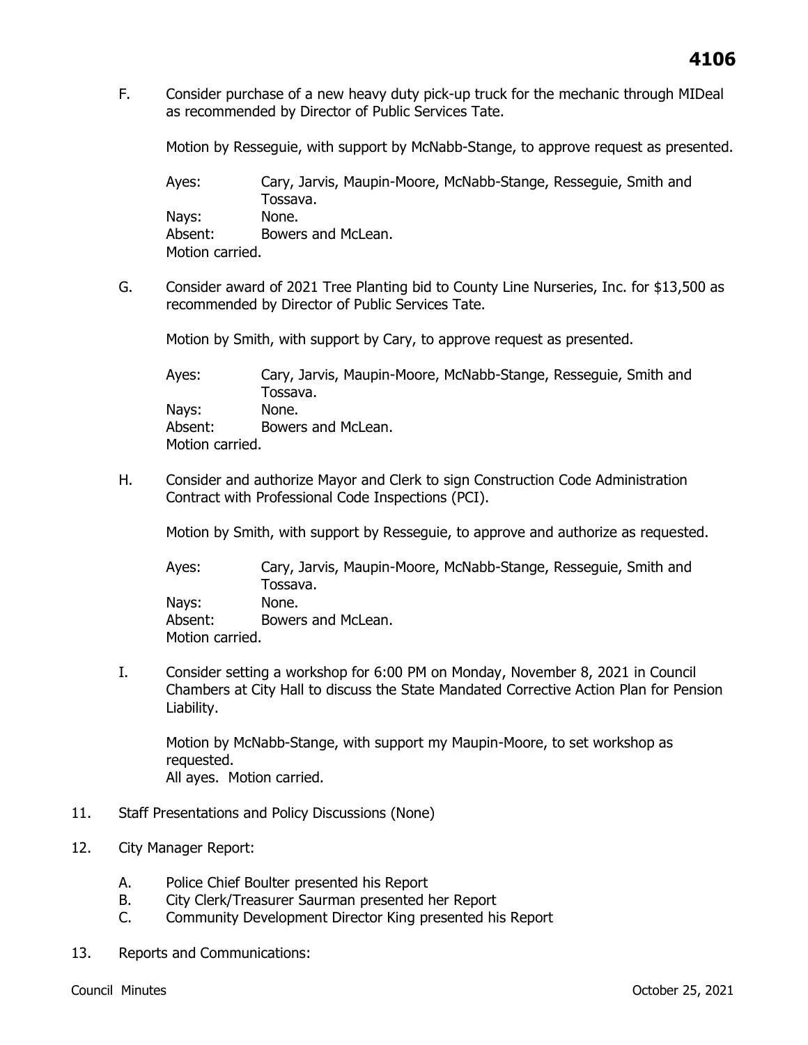F. Consider purchase of a new heavy duty pick-up truck for the mechanic through MIDeal as recommended by Director of Public Services Tate.

Motion by Resseguie, with support by McNabb-Stange, to approve request as presented.

Ayes: Cary, Jarvis, Maupin-Moore, McNabb-Stange, Resseguie, Smith and Tossava.
Nays: None.
Absent: Bowers and McLean.
Motion carried.

G. Consider award of 2021 Tree Planting bid to County Line Nurseries, Inc. for $13,500 as recommended by Director of Public Services Tate.

Motion by Smith, with support by Cary, to approve request as presented.

Ayes: Cary, Jarvis, Maupin-Moore, McNabb-Stange, Resseguie, Smith and Tossava.
Nays: None.
Absent: Bowers and McLean.
Motion carried.

H. Consider and authorize Mayor and Clerk to sign Construction Code Administration Contract with Professional Code Inspections (PCI).

Motion by Smith, with support by Resseguie, to approve and authorize as requested.

Ayes: Cary, Jarvis, Maupin-Moore, McNabb-Stange, Resseguie, Smith and Tossava.
Nays: None.
Absent: Bowers and McLean.
Motion carried.

I. Consider setting a workshop for 6:00 PM on Monday, November 8, 2021 in Council Chambers at City Hall to discuss the State Mandated Corrective Action Plan for Pension Liability.

Motion by McNabb-Stange, with support my Maupin-Moore, to set workshop as requested.
All ayes. Motion carried.

11. Staff Presentations and Policy Discussions (None)

12. City Manager Report:

   A. Police Chief Boulter presented his Report
   B. City Clerk/Treasurer Saurman presented her Report
   C. Community Development Director King presented his Report

13. Reports and Communications: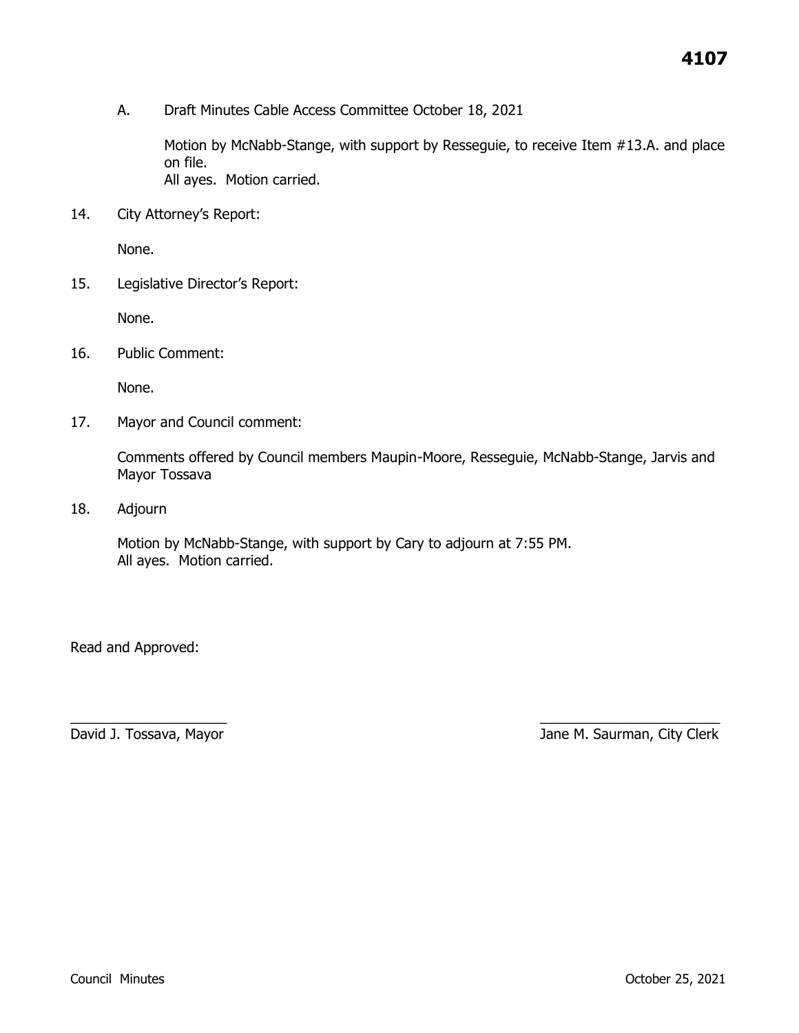A. Draft Minutes Cable Access Committee October 18, 2021

Motion by McNabb-Stange, with support by Resseguie, to receive Item #13.A. and place on file.
All ayes. Motion carried.

14. City Attorney's Report:

None.

15. Legislative Director's Report:

None.

16. Public Comment:

None.

17. Mayor and Council comment:

Comments offered by Council members Maupin-Moore, Resseguie, McNabb-Stange, Jarvis and Mayor Tossava

18. Adjourn

Motion by McNabb-Stange, with support by Cary to adjourn at 7:55 PM.
All ayes. Motion carried.

Read and Approved:

_____________________ _____________________
David J. Tossava, Mayor Jane M. Saurman, City Clerk